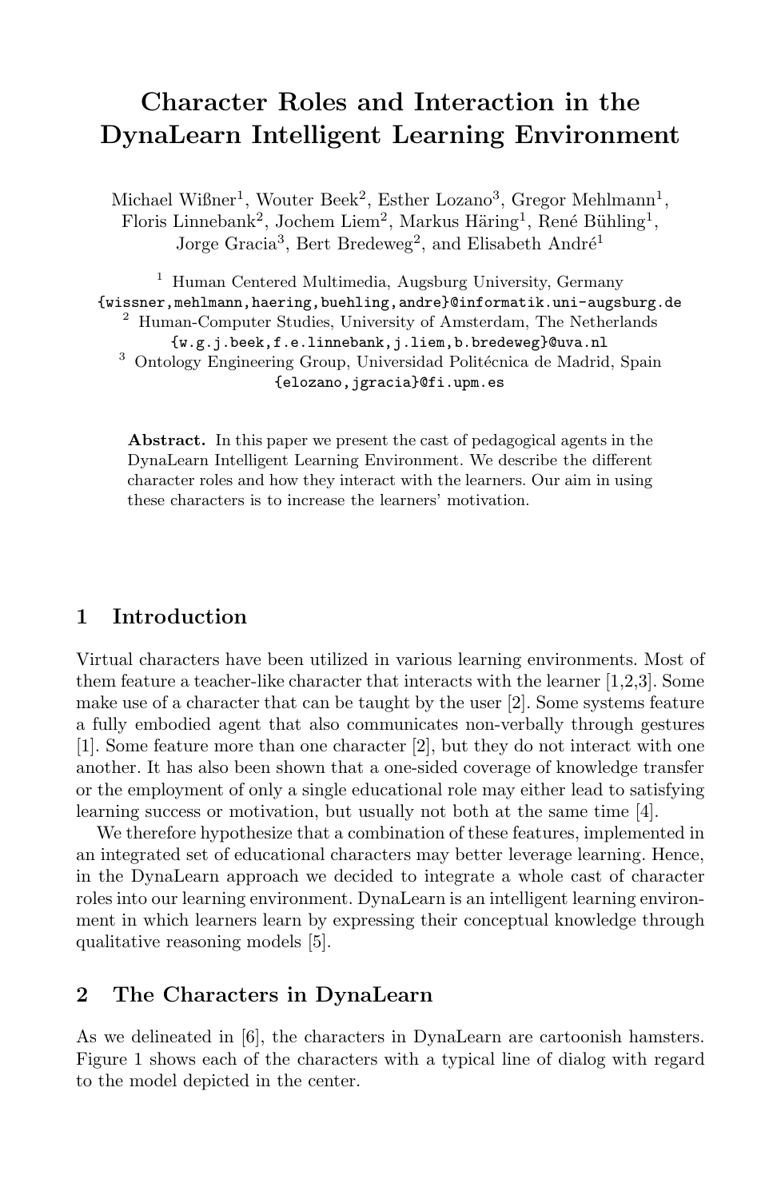# Character Roles and Interaction in the DynaLearn Intelligent Learning Environment

Michael Wißner[1], Wouter Beek[2], Esther Lozano[3], Gregor Mehlmann[1], Floris Linnebank[2], Jochem Liem[2], Markus Häring[1], René Bühling[1], Jorge Gracia[3], Bert Bredeweg[2], and Elisabeth André[1]

[1] Human Centered Multimedia, Augsburg University, Germany
{wissner,mehlmann,haering,buehling,andre}@informatik.uni-augsburg.de
[2] Human-Computer Studies, University of Amsterdam, The Netherlands
{w.g.j.beek,f.e.linnebank,j.liem,b.bredeweg}@uva.nl
[3] Ontology Engineering Group, Universidad Politécnica de Madrid, Spain
{elozano,jgracia}@fi.upm.es

**Abstract.** In this paper we present the cast of pedagogical agents in the DynaLearn Intelligent Learning Environment. We describe the different character roles and how they interact with the learners. Our aim in using these characters is to increase the learners' motivation.

## 1 Introduction

Virtual characters have been utilized in various learning environments. Most of them feature a teacher-like character that interacts with the learner [1,2,3]. Some make use of a character that can be taught by the user [2]. Some systems feature a fully embodied agent that also communicates non-verbally through gestures [1]. Some feature more than one character [2], but they do not interact with one another. It has also been shown that a one-sided coverage of knowledge transfer or the employment of only a single educational role may either lead to satisfying learning success or motivation, but usually not both at the same time [4].

We therefore hypothesize that a combination of these features, implemented in an integrated set of educational characters may better leverage learning. Hence, in the DynaLearn approach we decided to integrate a whole cast of character roles into our learning environment. DynaLearn is an intelligent learning environment in which learners learn by expressing their conceptual knowledge through qualitative reasoning models [5].

## 2 The Characters in DynaLearn

As we delineated in [6], the characters in DynaLearn are cartoonish hamsters. Figure 1 shows each of the characters with a typical line of dialog with regard to the model depicted in the center.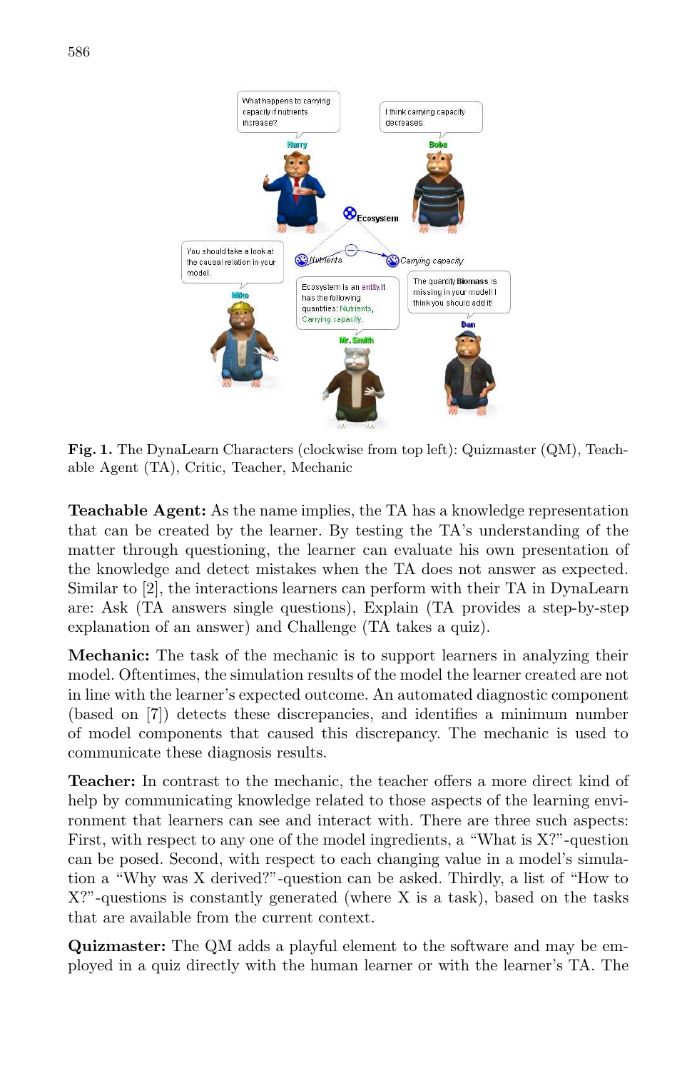**Fig. 1.** The DynaLearn Characters (clockwise from top left): Quizmaster (QM), Teachable Agent (TA), Critic, Teacher, Mechanic

**Teachable Agent:** As the name implies, the TA has a knowledge representation that can be created by the learner. By testing the TA's understanding of the matter through questioning, the learner can evaluate his own presentation of the knowledge and detect mistakes when the TA does not answer as expected. Similar to [2], the interactions learners can perform with their TA in DynaLearn are: Ask (TA answers single questions), Explain (TA provides a step-by-step explanation of an answer) and Challenge (TA takes a quiz).

**Mechanic:** The task of the mechanic is to support learners in analyzing their model. Oftentimes, the simulation results of the model the learner created are not in line with the learner's expected outcome. An automated diagnostic component (based on [7]) detects these discrepancies, and identifies a minimum number of model components that caused this discrepancy. The mechanic is used to communicate these diagnosis results.

**Teacher:** In contrast to the mechanic, the teacher offers a more direct kind of help by communicating knowledge related to those aspects of the learning environment that learners can see and interact with. There are three such aspects: First, with respect to any one of the model ingredients, a "What is X?"-question can be posed. Second, with respect to each changing value in a model's simulation a "Why was X derived?"-question can be asked. Thirdly, a list of "How to X?"-questions is constantly generated (where X is a task), based on the tasks that are available from the current context.

**Quizmaster:** The QM adds a playful element to the software and may be employed in a quiz directly with the human learner or with the learner's TA. The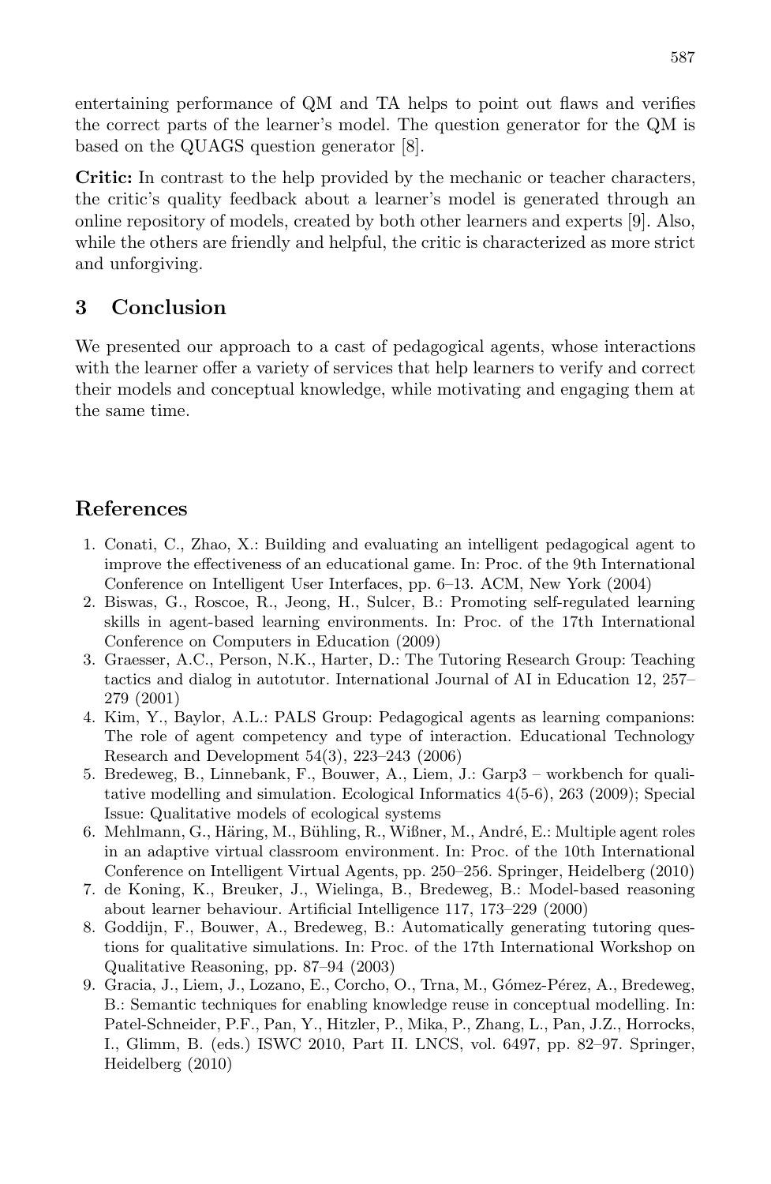entertaining performance of QM and TA helps to point out flaws and verifies the correct parts of the learner's model. The question generator for the QM is based on the QUAGS question generator [8].

**Critic:** In contrast to the help provided by the mechanic or teacher characters, the critic's quality feedback about a learner's model is generated through an online repository of models, created by both other learners and experts [9]. Also, while the others are friendly and helpful, the critic is characterized as more strict and unforgiving.

## 3 Conclusion

We presented our approach to a cast of pedagogical agents, whose interactions with the learner offer a variety of services that help learners to verify and correct their models and conceptual knowledge, while motivating and engaging them at the same time.

## References

1. Conati, C., Zhao, X.: Building and evaluating an intelligent pedagogical agent to improve the effectiveness of an educational game. In: Proc. of the 9th International Conference on Intelligent User Interfaces, pp. 6–13. ACM, New York (2004)
2. Biswas, G., Roscoe, R., Jeong, H., Sulcer, B.: Promoting self-regulated learning skills in agent-based learning environments. In: Proc. of the 17th International Conference on Computers in Education (2009)
3. Graesser, A.C., Person, N.K., Harter, D.: The Tutoring Research Group: Teaching tactics and dialog in autotutor. International Journal of AI in Education 12, 257–279 (2001)
4. Kim, Y., Baylor, A.L.: PALS Group: Pedagogical agents as learning companions: The role of agent competency and type of interaction. Educational Technology Research and Development 54(3), 223–243 (2006)
5. Bredeweg, B., Linnebank, F., Bouwer, A., Liem, J.: Garp3 – workbench for qualitative modelling and simulation. Ecological Informatics 4(5-6), 263 (2009); Special Issue: Qualitative models of ecological systems
6. Mehlmann, G., Häring, M., Bühling, R., Wißner, M., André, E.: Multiple agent roles in an adaptive virtual classroom environment. In: Proc. of the 10th International Conference on Intelligent Virtual Agents, pp. 250–256. Springer, Heidelberg (2010)
7. de Koning, K., Breuker, J., Wielinga, B., Bredeweg, B.: Model-based reasoning about learner behaviour. Artificial Intelligence 117, 173–229 (2000)
8. Goddijn, F., Bouwer, A., Bredeweg, B.: Automatically generating tutoring questions for qualitative simulations. In: Proc. of the 17th International Workshop on Qualitative Reasoning, pp. 87–94 (2003)
9. Gracia, J., Liem, J., Lozano, E., Corcho, O., Trna, M., Gómez-Pérez, A., Bredeweg, B.: Semantic techniques for enabling knowledge reuse in conceptual modelling. In: Patel-Schneider, P.F., Pan, Y., Hitzler, P., Mika, P., Zhang, L., Pan, J.Z., Horrocks, I., Glimm, B. (eds.) ISWC 2010, Part II. LNCS, vol. 6497, pp. 82–97. Springer, Heidelberg (2010)